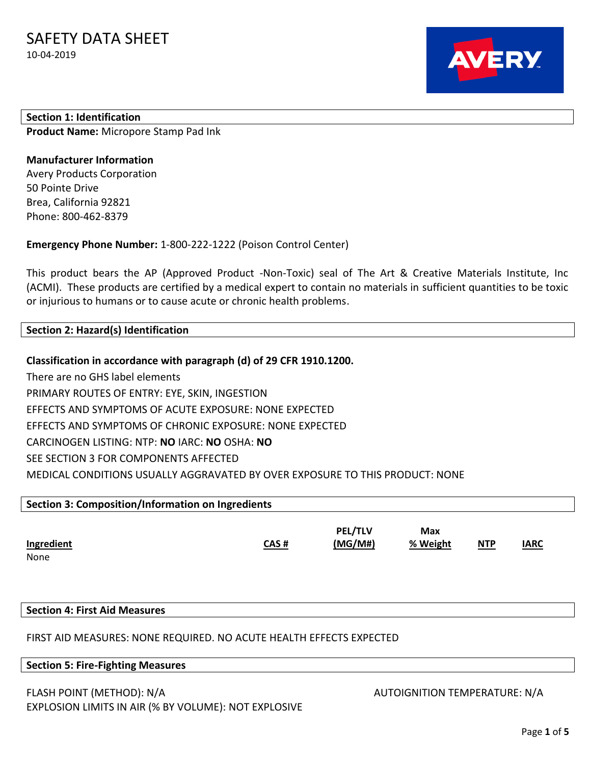# SAFETY DATA SHEET

10-04-2019

## Section 1: Identification

**Product Name:** Micropore Stamp Pad Ink

**Manufacturer Information**
Avery Products Corporation
50 Pointe Drive
Brea, California 92821
Phone: 800-462-8379

**Emergency Phone Number:** 1-800-222-1222 (Poison Control Center)

This product bears the AP (Approved Product -Non-Toxic) seal of The Art & Creative Materials Institute, Inc (ACMI). These products are certified by a medical expert to contain no materials in sufficient quantities to be toxic or injurious to humans or to cause acute or chronic health problems.

## Section 2: Hazard(s) Identification

**Classification in accordance with paragraph (d) of 29 CFR 1910.1200.**

There are no GHS label elements
PRIMARY ROUTES OF ENTRY: EYE, SKIN, INGESTION
EFFECTS AND SYMPTOMS OF ACUTE EXPOSURE: NONE EXPECTED
EFFECTS AND SYMPTOMS OF CHRONIC EXPOSURE: NONE EXPECTED
CARCINOGEN LISTING: NTP: **NO** IARC: **NO** OSHA: **NO**
SEE SECTION 3 FOR COMPONENTS AFFECTED
MEDICAL CONDITIONS USUALLY AGGRAVATED BY OVER EXPOSURE TO THIS PRODUCT: NONE

## Section 3: Composition/Information on Ingredients

| Ingredient | CAS # | PEL/TLV (MG/M#) | Max % Weight | NTP | IARC |
|---|---|---|---|---|---|
| None | | | | | |

## Section 4: First Aid Measures

FIRST AID MEASURES: NONE REQUIRED. NO ACUTE HEALTH EFFECTS EXPECTED

## Section 5: Fire-Fighting Measures

FLASH POINT (METHOD): N/A

AUTOIGNITION TEMPERATURE: N/A

EXPLOSION LIMITS IN AIR (% BY VOLUME): NOT EXPLOSIVE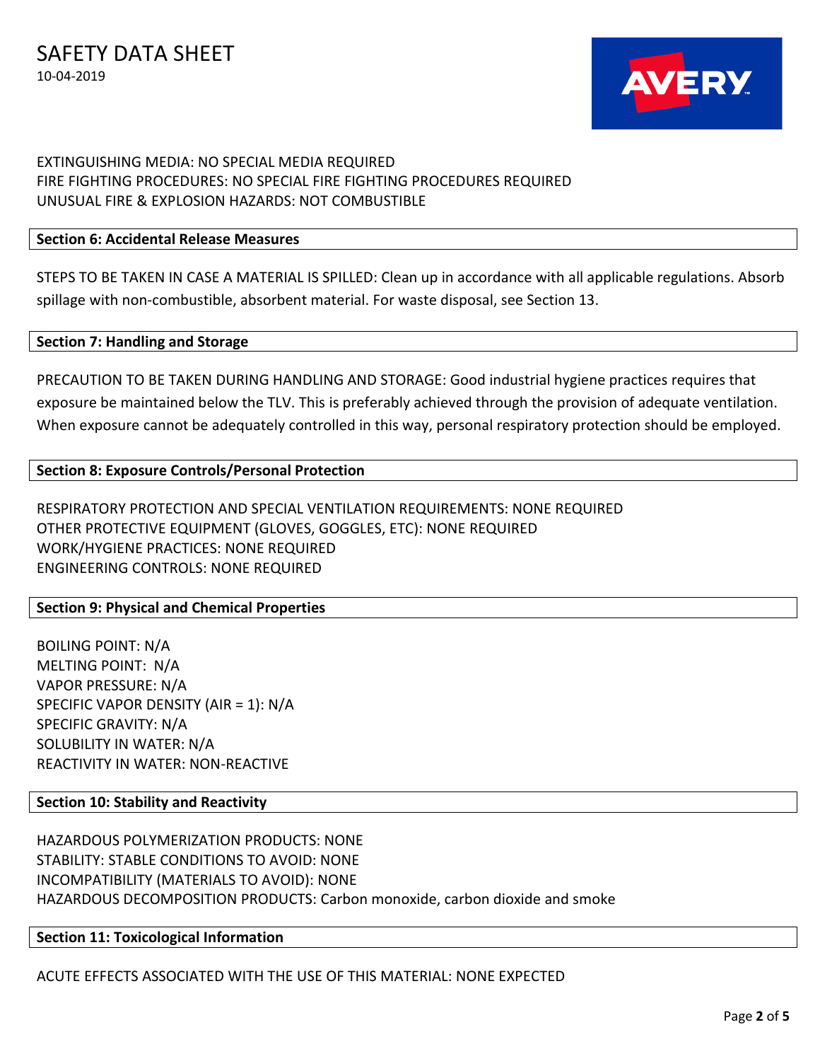EXTINGUISHING MEDIA: NO SPECIAL MEDIA REQUIRED
FIRE FIGHTING PROCEDURES: NO SPECIAL FIRE FIGHTING PROCEDURES REQUIRED
UNUSUAL FIRE & EXPLOSION HAZARDS: NOT COMBUSTIBLE

## Section 6: Accidental Release Measures

STEPS TO BE TAKEN IN CASE A MATERIAL IS SPILLED: Clean up in accordance with all applicable regulations. Absorb spillage with non-combustible, absorbent material. For waste disposal, see Section 13.

## Section 7: Handling and Storage

PRECAUTION TO BE TAKEN DURING HANDLING AND STORAGE: Good industrial hygiene practices requires that exposure be maintained below the TLV. This is preferably achieved through the provision of adequate ventilation. When exposure cannot be adequately controlled in this way, personal respiratory protection should be employed.

## Section 8: Exposure Controls/Personal Protection

RESPIRATORY PROTECTION AND SPECIAL VENTILATION REQUIREMENTS: NONE REQUIRED
OTHER PROTECTIVE EQUIPMENT (GLOVES, GOGGLES, ETC): NONE REQUIRED
WORK/HYGIENE PRACTICES: NONE REQUIRED
ENGINEERING CONTROLS: NONE REQUIRED

## Section 9: Physical and Chemical Properties

BOILING POINT: N/A
MELTING POINT: N/A
VAPOR PRESSURE: N/A
SPECIFIC VAPOR DENSITY (AIR = 1): N/A
SPECIFIC GRAVITY: N/A
SOLUBILITY IN WATER: N/A
REACTIVITY IN WATER: NON-REACTIVE

## Section 10: Stability and Reactivity

HAZARDOUS POLYMERIZATION PRODUCTS: NONE
STABILITY: STABLE CONDITIONS TO AVOID: NONE
INCOMPATIBILITY (MATERIALS TO AVOID): NONE
HAZARDOUS DECOMPOSITION PRODUCTS: Carbon monoxide, carbon dioxide and smoke

## Section 11: Toxicological Information

ACUTE EFFECTS ASSOCIATED WITH THE USE OF THIS MATERIAL: NONE EXPECTED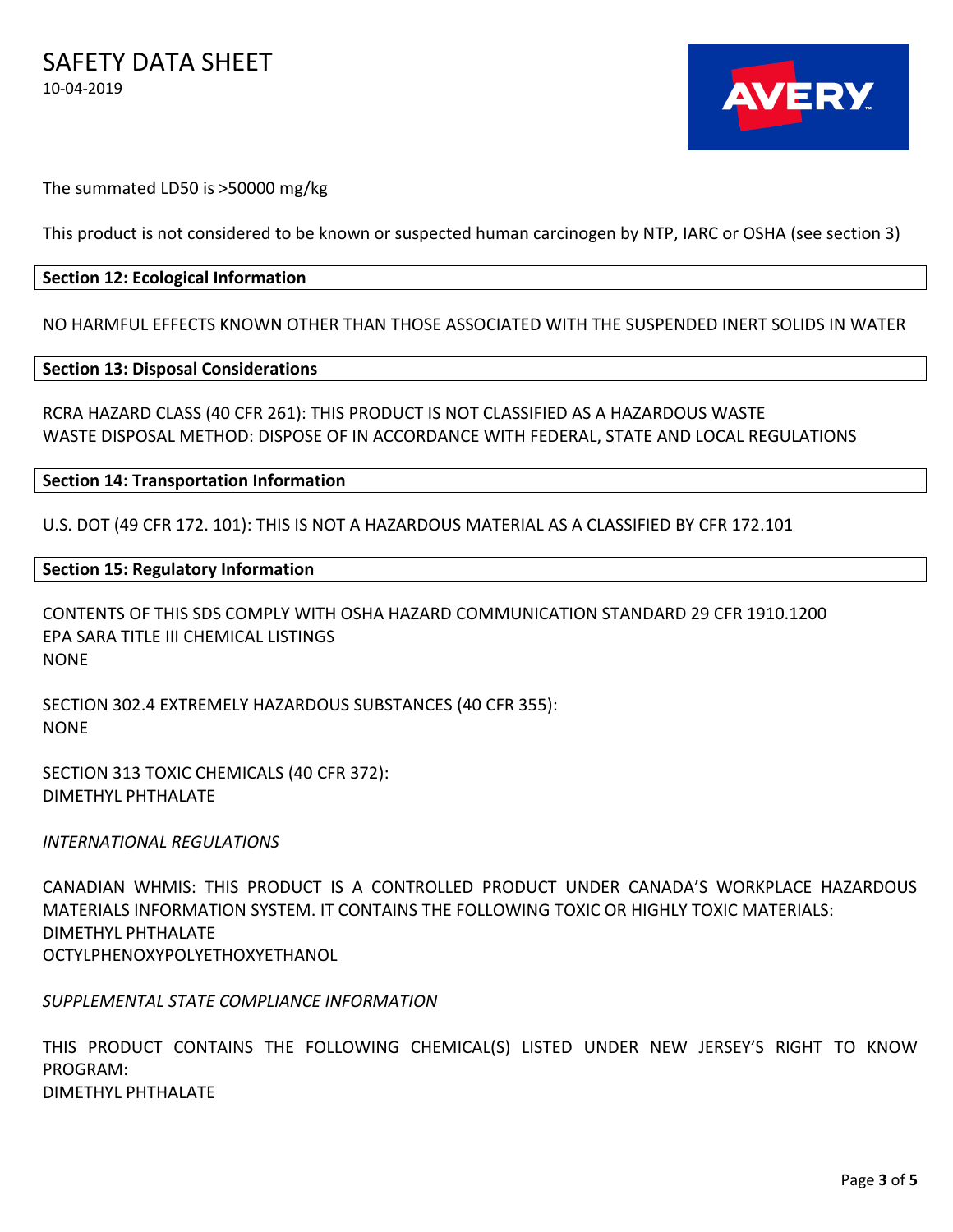The summated LD50 is >50000 mg/kg

This product is not considered to be known or suspected human carcinogen by NTP, IARC or OSHA (see section 3)

## Section 12: Ecological Information

NO HARMFUL EFFECTS KNOWN OTHER THAN THOSE ASSOCIATED WITH THE SUSPENDED INERT SOLIDS IN WATER

## Section 13: Disposal Considerations

RCRA HAZARD CLASS (40 CFR 261): THIS PRODUCT IS NOT CLASSIFIED AS A HAZARDOUS WASTE
WASTE DISPOSAL METHOD: DISPOSE OF IN ACCORDANCE WITH FEDERAL, STATE AND LOCAL REGULATIONS

## Section 14: Transportation Information

U.S. DOT (49 CFR 172. 101): THIS IS NOT A HAZARDOUS MATERIAL AS A CLASSIFIED BY CFR 172.101

## Section 15: Regulatory Information

CONTENTS OF THIS SDS COMPLY WITH OSHA HAZARD COMMUNICATION STANDARD 29 CFR 1910.1200
EPA SARA TITLE III CHEMICAL LISTINGS
NONE

SECTION 302.4 EXTREMELY HAZARDOUS SUBSTANCES (40 CFR 355):
NONE

SECTION 313 TOXIC CHEMICALS (40 CFR 372):
DIMETHYL PHTHALATE

*INTERNATIONAL REGULATIONS*

CANADIAN WHMIS: THIS PRODUCT IS A CONTROLLED PRODUCT UNDER CANADA'S WORKPLACE HAZARDOUS MATERIALS INFORMATION SYSTEM. IT CONTAINS THE FOLLOWING TOXIC OR HIGHLY TOXIC MATERIALS:
DIMETHYL PHTHALATE
OCTYLPHENOXYPOLYETHOXYETHANOL

*SUPPLEMENTAL STATE COMPLIANCE INFORMATION*

THIS PRODUCT CONTAINS THE FOLLOWING CHEMICAL(S) LISTED UNDER NEW JERSEY'S RIGHT TO KNOW PROGRAM:
DIMETHYL PHTHALATE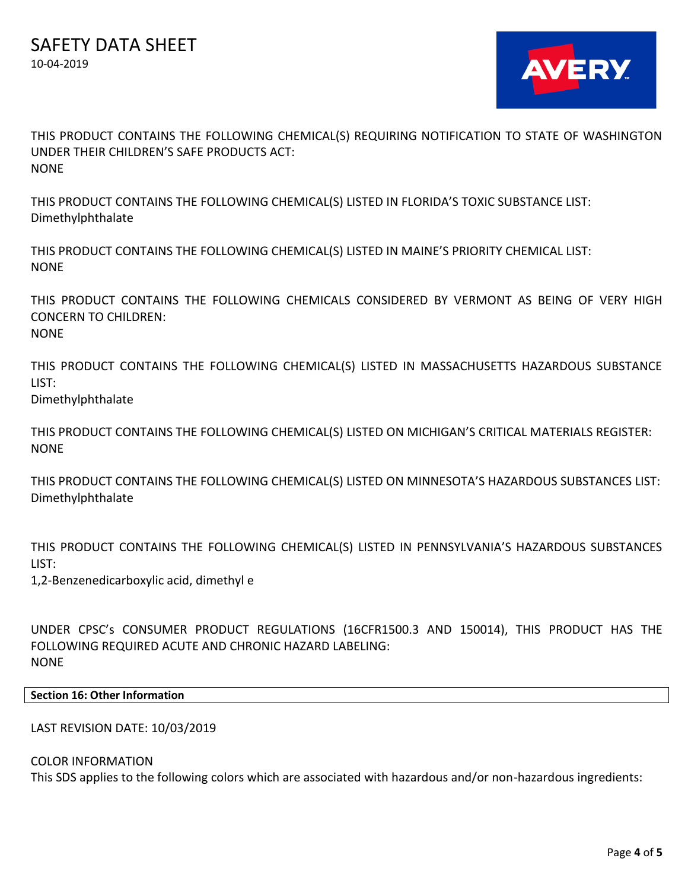THIS PRODUCT CONTAINS THE FOLLOWING CHEMICAL(S) REQUIRING NOTIFICATION TO STATE OF WASHINGTON UNDER THEIR CHILDREN'S SAFE PRODUCTS ACT:
NONE

THIS PRODUCT CONTAINS THE FOLLOWING CHEMICAL(S) LISTED IN FLORIDA'S TOXIC SUBSTANCE LIST:
Dimethylphthalate

THIS PRODUCT CONTAINS THE FOLLOWING CHEMICAL(S) LISTED IN MAINE'S PRIORITY CHEMICAL LIST:
NONE

THIS PRODUCT CONTAINS THE FOLLOWING CHEMICALS CONSIDERED BY VERMONT AS BEING OF VERY HIGH CONCERN TO CHILDREN:
NONE

THIS PRODUCT CONTAINS THE FOLLOWING CHEMICAL(S) LISTED IN MASSACHUSETTS HAZARDOUS SUBSTANCE LIST:
Dimethylphthalate

THIS PRODUCT CONTAINS THE FOLLOWING CHEMICAL(S) LISTED ON MICHIGAN'S CRITICAL MATERIALS REGISTER:
NONE

THIS PRODUCT CONTAINS THE FOLLOWING CHEMICAL(S) LISTED ON MINNESOTA'S HAZARDOUS SUBSTANCES LIST:
Dimethylphthalate

THIS PRODUCT CONTAINS THE FOLLOWING CHEMICAL(S) LISTED IN PENNSYLVANIA'S HAZARDOUS SUBSTANCES LIST:
1,2-Benzenedicarboxylic acid, dimethyl e

UNDER CPSC's CONSUMER PRODUCT REGULATIONS (16CFR1500.3 AND 150014), THIS PRODUCT HAS THE FOLLOWING REQUIRED ACUTE AND CHRONIC HAZARD LABELING:
NONE

## Section 16: Other Information

LAST REVISION DATE: 10/03/2019

COLOR INFORMATION
This SDS applies to the following colors which are associated with hazardous and/or non-hazardous ingredients: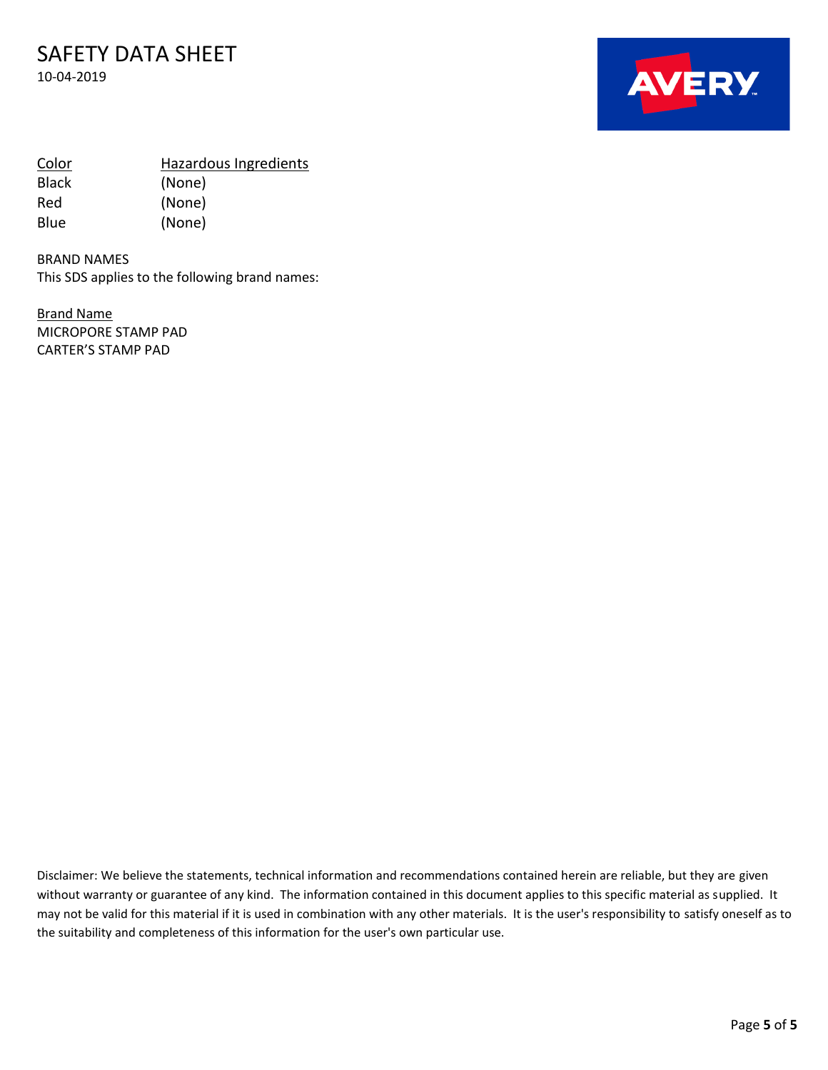| Color | Hazardous Ingredients |
| --- | --- |
| Black | (None) |
| Red | (None) |
| Blue | (None) |

BRAND NAMES

This SDS applies to the following brand names:

| Brand Name |
| --- |
| MICROPORE STAMP PAD |
| CARTER'S STAMP PAD |

Disclaimer: We believe the statements, technical information and recommendations contained herein are reliable, but they are given without warranty or guarantee of any kind. The information contained in this document applies to this specific material as supplied. It may not be valid for this material if it is used in combination with any other materials. It is the user's responsibility to satisfy oneself as to the suitability and completeness of this information for the user's own particular use.